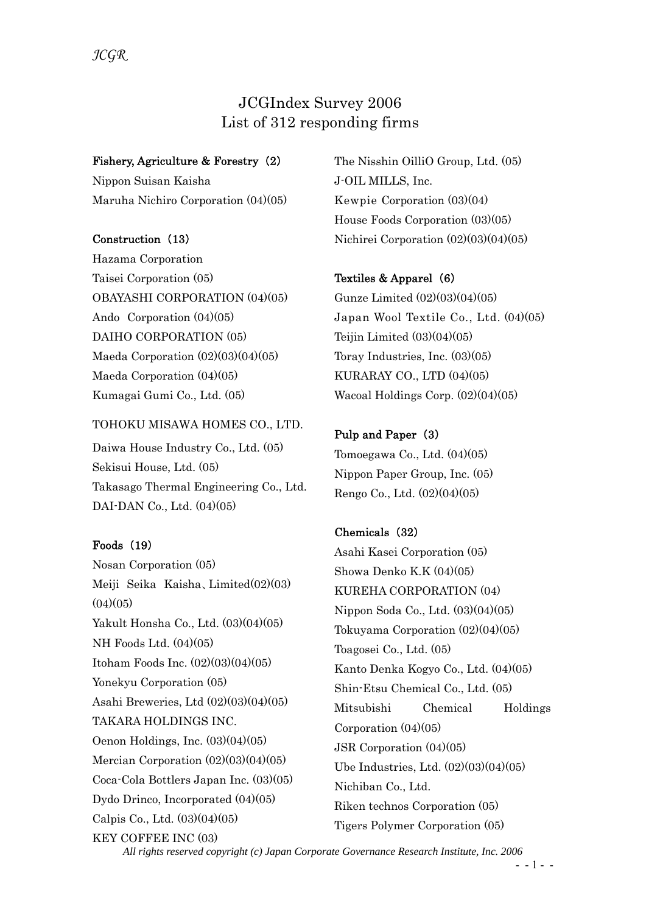# JCGIndex Survey 2006
## List of 312 responding firms

**Fishery, Agriculture & Forestry（2）**

Nippon Suisan Kaisha
Maruha Nichiro Corporation (04)(05)

**Construction（13）**

Hazama Corporation
Taisei Corporation (05)
OBAYASHI CORPORATION (04)(05)
Ando Corporation (04)(05)
DAIHO CORPORATION (05)
Maeda Corporation (02)(03)(04)(05)
Maeda Corporation (04)(05)
Kumagai Gumi Co., Ltd. (05)
TOHOKU MISAWA HOMES CO., LTD.
Daiwa House Industry Co., Ltd. (05)
Sekisui House, Ltd. (05)
Takasago Thermal Engineering Co., Ltd.
DAI-DAN Co., Ltd. (04)(05)

**Foods（19）**

Nosan Corporation (05)
Meiji Seika Kaisha、Limited(02)(03)(04)(05)
Yakult Honsha Co., Ltd. (03)(04)(05)
NH Foods Ltd. (04)(05)
Itoham Foods Inc. (02)(03)(04)(05)
Yonekyu Corporation (05)
Asahi Breweries, Ltd (02)(03)(04)(05)
TAKARA HOLDINGS INC.
Oenon Holdings, Inc. (03)(04)(05)
Mercian Corporation (02)(03)(04)(05)
Coca-Cola Bottlers Japan Inc. (03)(05)
Dydo Drinco, Incorporated (04)(05)
Calpis Co., Ltd. (03)(04)(05)
KEY COFFEE INC (03)
The Nisshin OilliO Group, Ltd. (05)
J-OIL MILLS, Inc.
Kewpie Corporation (03)(04)
House Foods Corporation (03)(05)
Nichirei Corporation (02)(03)(04)(05)

**Textiles & Apparel（6）**

Gunze Limited (02)(03)(04)(05)
Japan Wool Textile Co., Ltd. (04)(05)
Teijin Limited (03)(04)(05)
Toray Industries, Inc. (03)(05)
KURARAY CO., LTD (04)(05)
Wacoal Holdings Corp. (02)(04)(05)

**Pulp and Paper（3）**

Tomoegawa Co., Ltd. (04)(05)
Nippon Paper Group, Inc. (05)
Rengo Co., Ltd. (02)(04)(05)

**Chemicals（32）**

Asahi Kasei Corporation (05)
Showa Denko K.K (04)(05)
KUREHA CORPORATION (04)
Nippon Soda Co., Ltd. (03)(04)(05)
Tokuyama Corporation (02)(04)(05)
Toagosei Co., Ltd. (05)
Kanto Denka Kogyo Co., Ltd. (04)(05)
Shin-Etsu Chemical Co., Ltd. (05)
Mitsubishi Chemical Holdings Corporation (04)(05)
JSR Corporation (04)(05)
Ube Industries, Ltd. (02)(03)(04)(05)
Nichiban Co., Ltd.
Riken technos Corporation (05)
Tigers Polymer Corporation (05)

*All rights reserved copyright (c) Japan Corporate Governance Research Institute, Inc. 2006*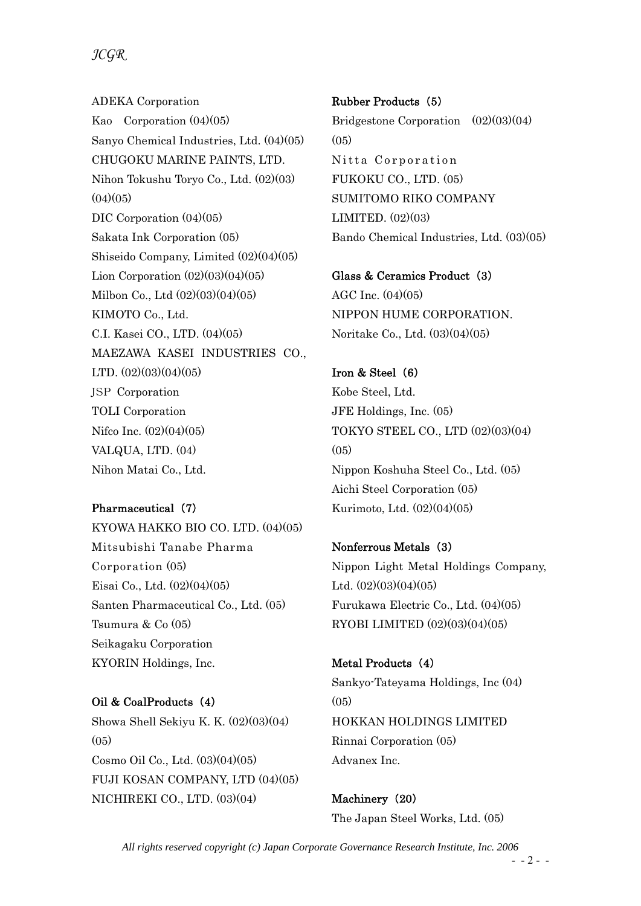ADEKA Corporation
Kao Corporation (04)(05)
Sanyo Chemical Industries, Ltd. (04)(05)
CHUGOKU MARINE PAINTS, LTD.
Nihon Tokushu Toryo Co., Ltd. (02)(03)(04)(05)
DIC Corporation (04)(05)
Sakata Ink Corporation (05)
Shiseido Company, Limited (02)(04)(05)
Lion Corporation (02)(03)(04)(05)
Milbon Co., Ltd (02)(03)(04)(05)
KIMOTO Co., Ltd.
C.I. Kasei CO., LTD. (04)(05)
MAEZAWA KASEI INDUSTRIES CO., LTD. (02)(03)(04)(05)
JSP Corporation
TOLI Corporation
Nifco Inc. (02)(04)(05)
VALQUA, LTD. (04)
Nihon Matai Co., Ltd.

**Pharmaceutical（7）**

KYOWA HAKKO BIO CO. LTD. (04)(05)
Mitsubishi Tanabe Pharma Corporation (05)
Eisai Co., Ltd. (02)(04)(05)
Santen Pharmaceutical Co., Ltd. (05)
Tsumura & Co (05)
Seikagaku Corporation
KYORIN Holdings, Inc.

**Oil & CoalProducts（4）**

Showa Shell Sekiyu K. K. (02)(03)(04)(05)
Cosmo Oil Co., Ltd. (03)(04)(05)
FUJI KOSAN COMPANY, LTD (04)(05)
NICHIREKI CO., LTD. (03)(04)

**Rubber Products（5）**

Bridgestone Corporation (02)(03)(04)(05)
Nitta Corporation
FUKOKU CO., LTD. (05)
SUMITOMO RIKO COMPANY LIMITED. (02)(03)
Bando Chemical Industries, Ltd. (03)(05)

**Glass & Ceramics Product（3）**

AGC Inc. (04)(05)
NIPPON HUME CORPORATION.
Noritake Co., Ltd. (03)(04)(05)

**Iron & Steel（6）**

Kobe Steel, Ltd.
JFE Holdings, Inc. (05)
TOKYO STEEL CO., LTD (02)(03)(04)(05)
Nippon Koshuha Steel Co., Ltd. (05)
Aichi Steel Corporation (05)
Kurimoto, Ltd. (02)(04)(05)

**Nonferrous Metals（3）**

Nippon Light Metal Holdings Company, Ltd. (02)(03)(04)(05)
Furukawa Electric Co., Ltd. (04)(05)
RYOBI LIMITED (02)(03)(04)(05)

**Metal Products（4）**

Sankyo-Tateyama Holdings, Inc (04)(05)
HOKKAN HOLDINGS LIMITED
Rinnai Corporation (05)
Advanex Inc.

**Machinery（20）**

The Japan Steel Works, Ltd. (05)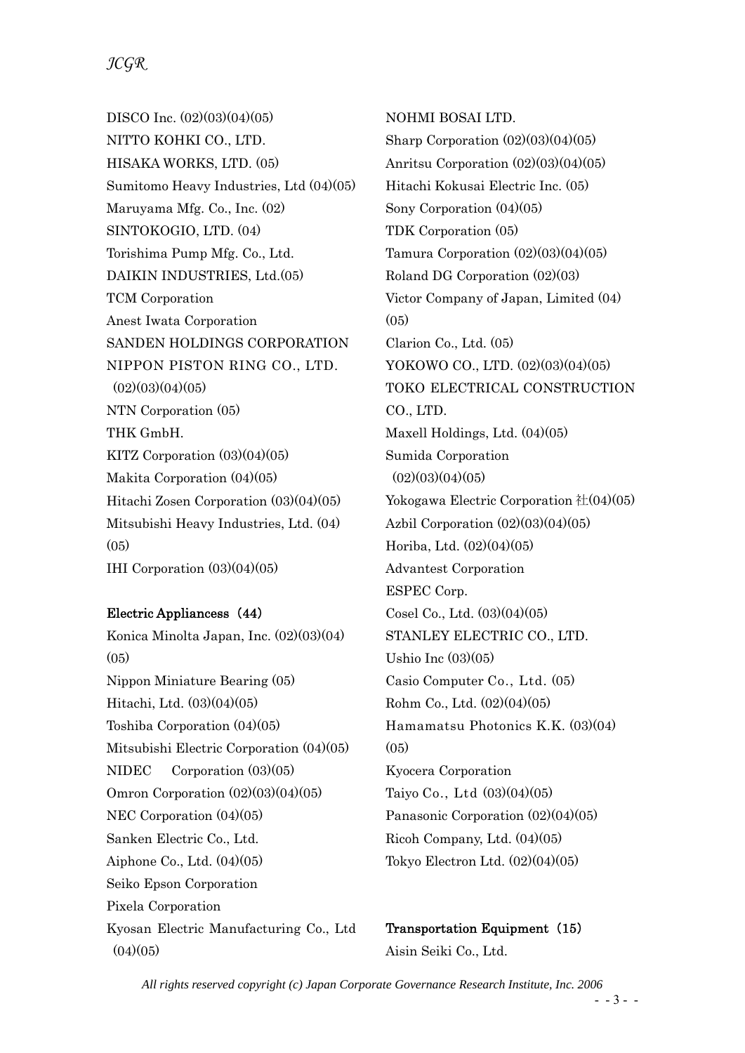DISCO Inc. (02)(03)(04)(05)
NITTO KOHKI CO., LTD.
HISAKA WORKS, LTD. (05)
Sumitomo Heavy Industries, Ltd (04)(05)
Maruyama Mfg. Co., Inc. (02)
SINTOKOGIO, LTD. (04)
Torishima Pump Mfg. Co., Ltd.
DAIKIN INDUSTRIES, Ltd.(05)
TCM Corporation
Anest Iwata Corporation
SANDEN HOLDINGS CORPORATION
NIPPON PISTON RING CO., LTD. (02)(03)(04)(05)
NTN Corporation (05)
THK GmbH.
KITZ Corporation (03)(04)(05)
Makita Corporation (04)(05)
Hitachi Zosen Corporation (03)(04)(05)
Mitsubishi Heavy Industries, Ltd. (04)(05)
IHI Corporation (03)(04)(05)

**Electric Appliancess（44）**

Konica Minolta Japan, Inc. (02)(03)(04)(05)
Nippon Miniature Bearing (05)
Hitachi, Ltd. (03)(04)(05)
Toshiba Corporation (04)(05)
Mitsubishi Electric Corporation (04)(05)
NIDEC　Corporation (03)(05)
Omron Corporation (02)(03)(04)(05)
NEC Corporation (04)(05)
Sanken Electric Co., Ltd.
Aiphone Co., Ltd. (04)(05)
Seiko Epson Corporation
Pixela Corporation
Kyosan Electric Manufacturing Co., Ltd (04)(05)
NOHMI BOSAI LTD.
Sharp Corporation (02)(03)(04)(05)
Anritsu Corporation (02)(03)(04)(05)
Hitachi Kokusai Electric Inc. (05)
Sony Corporation (04)(05)
TDK Corporation (05)
Tamura Corporation (02)(03)(04)(05)
Roland DG Corporation (02)(03)
Victor Company of Japan, Limited (04)(05)
Clarion Co., Ltd. (05)
YOKOWO CO., LTD. (02)(03)(04)(05)
TOKO ELECTRICAL CONSTRUCTION CO., LTD.
Maxell Holdings, Ltd. (04)(05)
Sumida Corporation (02)(03)(04)(05)
Yokogawa Electric Corporation 社(04)(05)
Azbil Corporation (02)(03)(04)(05)
Horiba, Ltd. (02)(04)(05)
Advantest Corporation
ESPEC Corp.
Cosel Co., Ltd. (03)(04)(05)
STANLEY ELECTRIC CO., LTD.
Ushio Inc (03)(05)
Casio Computer Co., Ltd. (05)
Rohm Co., Ltd. (02)(04)(05)
Hamamatsu Photonics K.K. (03)(04)(05)
Kyocera Corporation
Taiyo Co., Ltd (03)(04)(05)
Panasonic Corporation (02)(04)(05)
Ricoh Company, Ltd. (04)(05)
Tokyo Electron Ltd. (02)(04)(05)

**Transportation Equipment（15）**

Aisin Seiki Co., Ltd.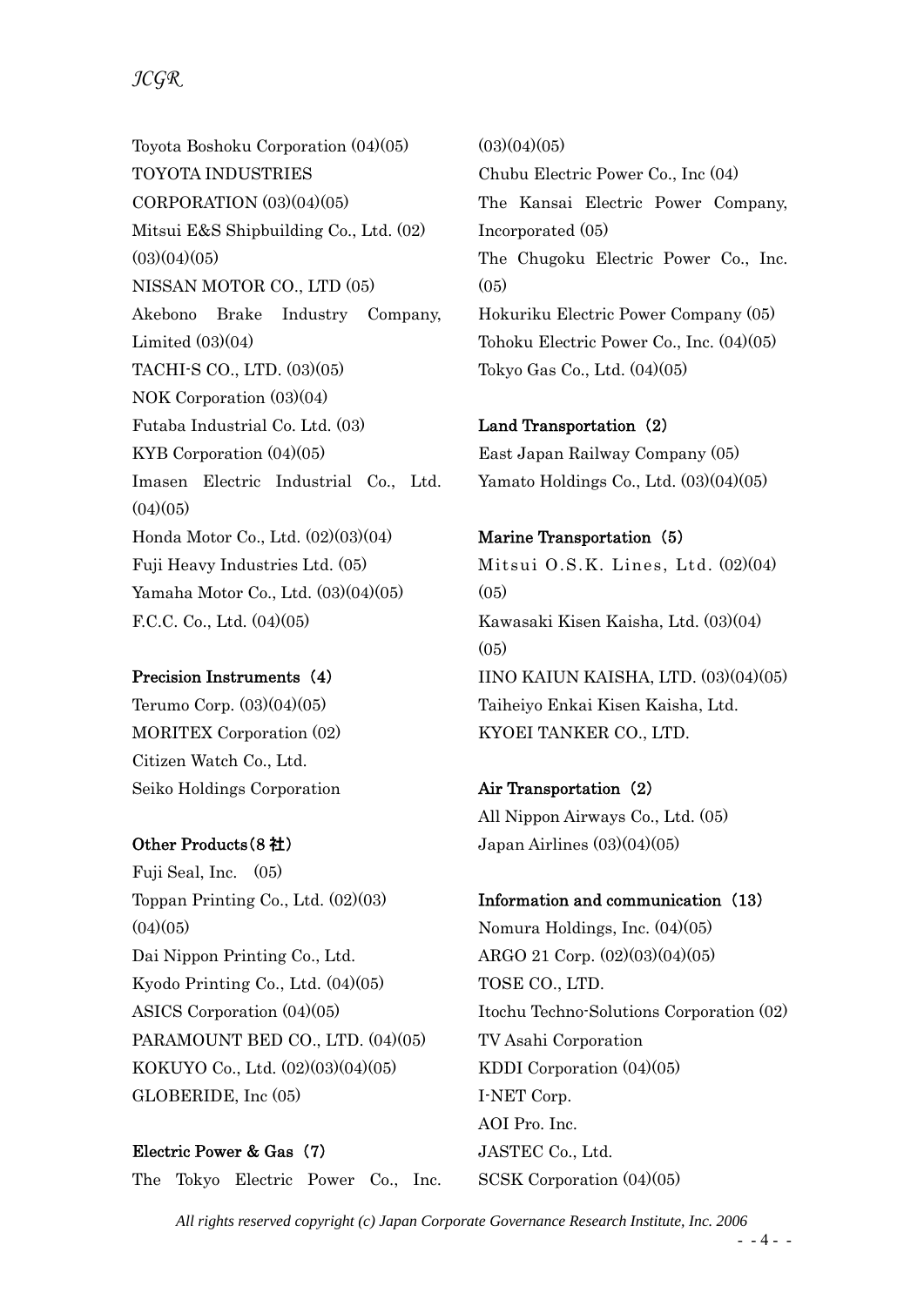Toyota Boshoku Corporation (04)(05)
TOYOTA INDUSTRIES CORPORATION (03)(04)(05)
Mitsui E&S Shipbuilding Co., Ltd. (02)(03)(04)(05)
NISSAN MOTOR CO., LTD (05)
Akebono Brake Industry Company, Limited (03)(04)
TACHI-S CO., LTD. (03)(05)
NOK Corporation (03)(04)
Futaba Industrial Co. Ltd. (03)
KYB Corporation (04)(05)
Imasen Electric Industrial Co., Ltd. (04)(05)
Honda Motor Co., Ltd. (02)(03)(04)
Fuji Heavy Industries Ltd. (05)
Yamaha Motor Co., Ltd. (03)(04)(05)
F.C.C. Co., Ltd. (04)(05)

**Precision Instruments（4）**

Terumo Corp. (03)(04)(05)
MORITEX Corporation (02)
Citizen Watch Co., Ltd.
Seiko Holdings Corporation

**Other Products（8 社）**

Fuji Seal, Inc.　(05)
Toppan Printing Co., Ltd. (02)(03)(04)(05)
Dai Nippon Printing Co., Ltd.
Kyodo Printing Co., Ltd. (04)(05)
ASICS Corporation (04)(05)
PARAMOUNT BED CO., LTD. (04)(05)
KOKUYO Co., Ltd. (02)(03)(04)(05)
GLOBERIDE, Inc (05)

**Electric Power & Gas（7）**

The Tokyo Electric Power Co., Inc. (03)(04)(05)
Chubu Electric Power Co., Inc (04)
The Kansai Electric Power Company, Incorporated (05)
The Chugoku Electric Power Co., Inc. (05)
Hokuriku Electric Power Company (05)
Tohoku Electric Power Co., Inc. (04)(05)
Tokyo Gas Co., Ltd. (04)(05)

**Land Transportation（2）**

East Japan Railway Company (05)
Yamato Holdings Co., Ltd. (03)(04)(05)

**Marine Transportation（5）**

Mitsui O.S.K. Lines, Ltd. (02)(04)(05)
Kawasaki Kisen Kaisha, Ltd. (03)(04)(05)
IINO KAIUN KAISHA, LTD. (03)(04)(05)
Taiheiyo Enkai Kisen Kaisha, Ltd.
KYOEI TANKER CO., LTD.

**Air Transportation（2）**

All Nippon Airways Co., Ltd. (05)
Japan Airlines (03)(04)(05)

**Information and communication（13）**

Nomura Holdings, Inc. (04)(05)
ARGO 21 Corp. (02)(03)(04)(05)
TOSE CO., LTD.
Itochu Techno-Solutions Corporation (02)
TV Asahi Corporation
KDDI Corporation (04)(05)
I-NET Corp.
AOI Pro. Inc.
JASTEC Co., Ltd.
SCSK Corporation (04)(05)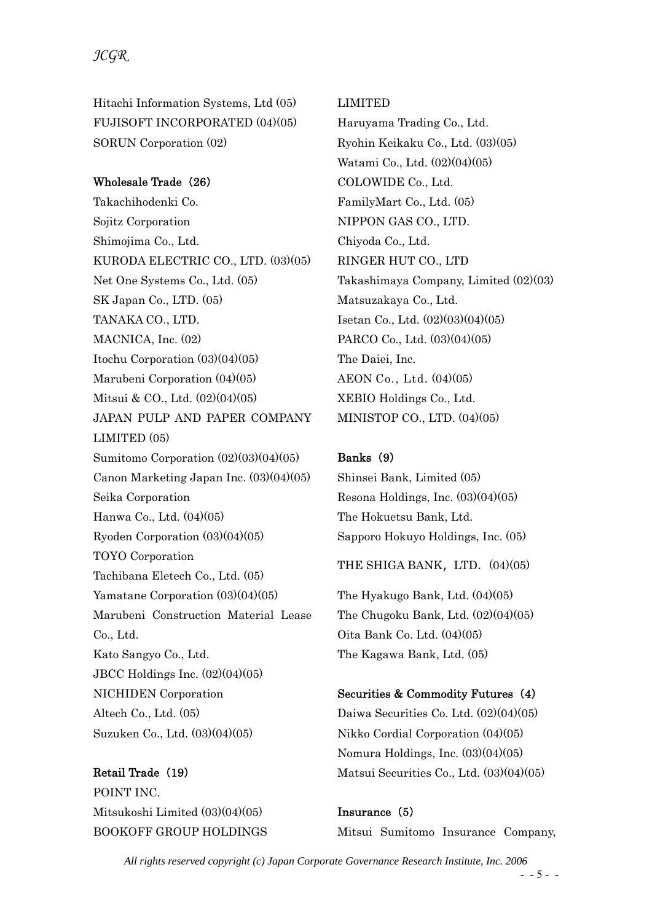Hitachi Information Systems, Ltd (05)
FUJISOFT INCORPORATED (04)(05)
SORUN Corporation (02)

**Wholesale Trade（26）**

Takachihodenki Co.
Sojitz Corporation
Shimojima Co., Ltd.
KURODA ELECTRIC CO., LTD. (03)(05)
Net One Systems Co., Ltd. (05)
SK Japan Co., LTD. (05)
TANAKA CO., LTD.
MACNICA, Inc. (02)
Itochu Corporation (03)(04)(05)
Marubeni Corporation (04)(05)
Mitsui & CO., Ltd. (02)(04)(05)
JAPAN PULP AND PAPER COMPANY LIMITED (05)
Sumitomo Corporation (02)(03)(04)(05)
Canon Marketing Japan Inc. (03)(04)(05)
Seika Corporation
Hanwa Co., Ltd. (04)(05)
Ryoden Corporation (03)(04)(05)
TOYO Corporation
Tachibana Eletech Co., Ltd. (05)
Yamatane Corporation (03)(04)(05)
Marubeni Construction Material Lease Co., Ltd.
Kato Sangyo Co., Ltd.
JBCC Holdings Inc. (02)(04)(05)
NICHIDEN Corporation
Altech Co., Ltd. (05)
Suzuken Co., Ltd. (03)(04)(05)

**Retail Trade（19）**

POINT INC.
Mitsukoshi Limited (03)(04)(05)
BOOKOFF GROUP HOLDINGS LIMITED
Haruyama Trading Co., Ltd.
Ryohin Keikaku Co., Ltd. (03)(05)
Watami Co., Ltd. (02)(04)(05)
COLOWIDE Co., Ltd.
FamilyMart Co., Ltd. (05)
NIPPON GAS CO., LTD.
Chiyoda Co., Ltd.
RINGER HUT CO., LTD
Takashimaya Company, Limited (02)(03)
Matsuzakaya Co., Ltd.
Isetan Co., Ltd. (02)(03)(04)(05)
PARCO Co., Ltd. (03)(04)(05)
The Daiei, Inc.
AEON Co., Ltd. (04)(05)
XEBIO Holdings Co., Ltd.
MINISTOP CO., LTD. (04)(05)

**Banks（9）**

Shinsei Bank, Limited (05)
Resona Holdings, Inc. (03)(04)(05)
The Hokuetsu Bank, Ltd.
Sapporo Hokuyo Holdings, Inc. (05)
THE SHIGA BANK，LTD．(04)(05)
The Hyakugo Bank, Ltd. (04)(05)
The Chugoku Bank, Ltd. (02)(04)(05)
Oita Bank Co. Ltd. (04)(05)
The Kagawa Bank, Ltd. (05)

**Securities & Commodity Futures（4）**

Daiwa Securities Co. Ltd. (02)(04)(05)
Nikko Cordial Corporation (04)(05)
Nomura Holdings, Inc. (03)(04)(05)
Matsui Securities Co., Ltd. (03)(04)(05)

**Insurance（5）**

Mitsui Sumitomo Insurance Company,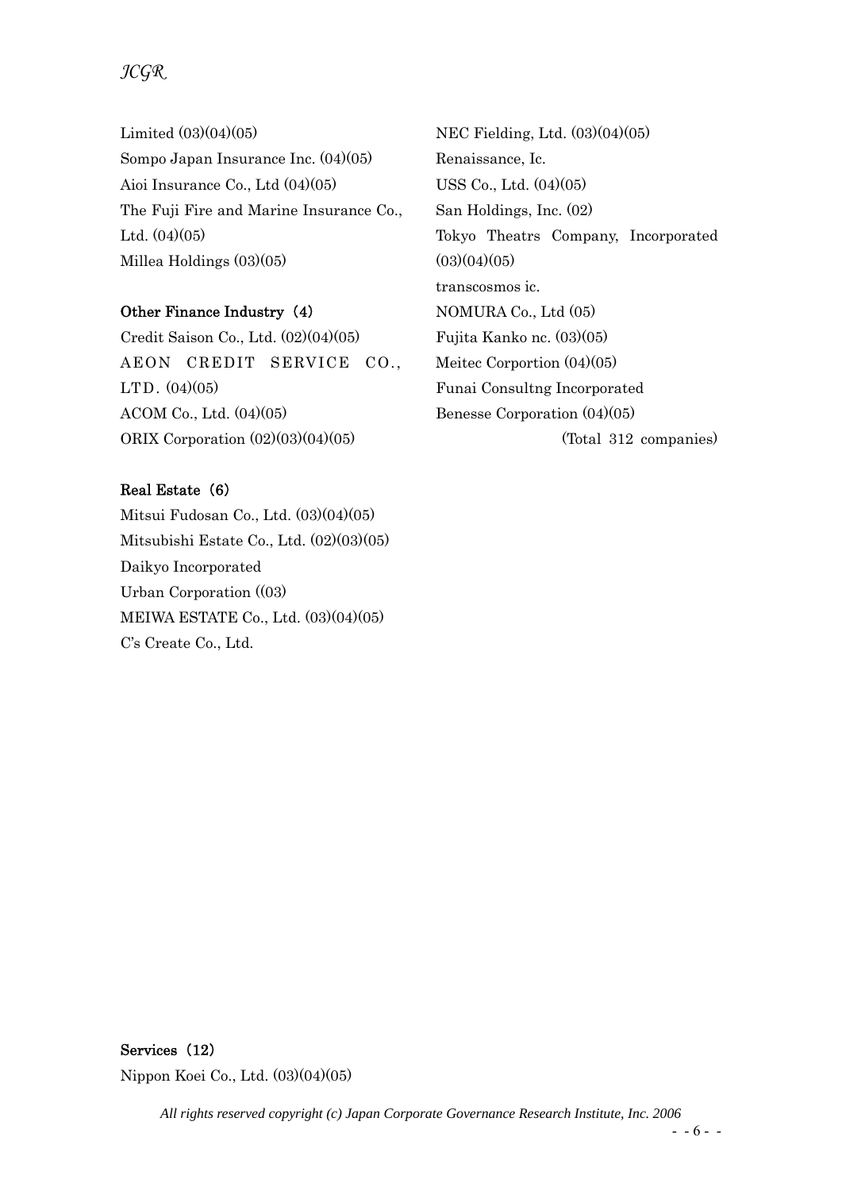Limited (03)(04)(05)
Sompo Japan Insurance Inc. (04)(05)
Aioi Insurance Co., Ltd (04)(05)
The Fuji Fire and Marine Insurance Co., Ltd. (04)(05)
Millea Holdings (03)(05)

**Other Finance Industry（4）**

Credit Saison Co., Ltd. (02)(04)(05)
AEON CREDIT SERVICE CO., LTD. (04)(05)
ACOM Co., Ltd. (04)(05)
ORIX Corporation (02)(03)(04)(05)

**Real Estate（6）**

Mitsui Fudosan Co., Ltd. (03)(04)(05)
Mitsubishi Estate Co., Ltd. (02)(03)(05)
Daikyo Incorporated
Urban Corporation ((03)
MEIWA ESTATE Co., Ltd. (03)(04)(05)
C's Create Co., Ltd.

**Services（12）**

Nippon Koei Co., Ltd. (03)(04)(05)
NEC Fielding, Ltd. (03)(04)(05)
Renaissance, Ic.
USS Co., Ltd. (04)(05)
San Holdings, Inc. (02)
Tokyo Theatrs Company, Incorporated (03)(04)(05)
transcosmos ic.
NOMURA Co., Ltd (05)
Fujita Kanko nc. (03)(05)
Meitec Corportion (04)(05)
Funai Consultng Incorporated
Benesse Corporation (04)(05)

(Total 312 companies)

*All rights reserved copyright (c) Japan Corporate Governance Research Institute, Inc. 2006*